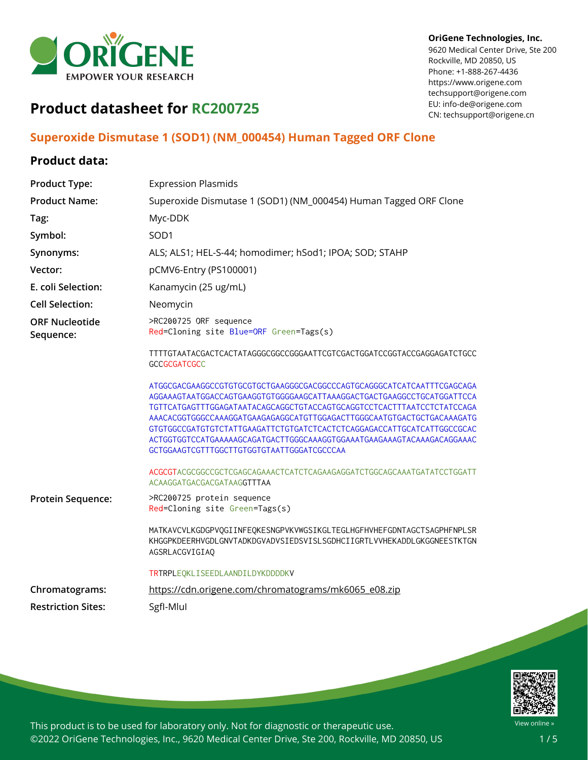**OriGene Technologies, Inc.**
9620 Medical Center Drive, Ste 200
Rockville, MD 20850, US
Phone: +1-888-267-4436
https://www.origene.com
techsupport@origene.com
EU: info-de@origene.com
CN: techsupport@origene.cn

# Product datasheet for RC200725

## Superoxide Dismutase 1 (SOD1) (NM_000454) Human Tagged ORF Clone

### Product data:

| | |
|---|---|
| **Product Type:** | Expression Plasmids |
| **Product Name:** | Superoxide Dismutase 1 (SOD1) (NM_000454) Human Tagged ORF Clone |
| **Tag:** | Myc-DDK |
| **Symbol:** | SOD1 |
| **Synonyms:** | ALS; ALS1; HEL-S-44; homodimer; hSod1; IPOA; SOD; STAHP |
| **Vector:** | pCMV6-Entry (PS100001) |
| **E. coli Selection:** | Kanamycin (25 ug/mL) |
| **Cell Selection:** | Neomycin |

**ORF Nucleotide Sequence:**

```
>RC200725 ORF sequence
Red=Cloning site Blue=ORF Green=Tags(s)

TTTTGTAATACGACTCACTATAGGGCGGCCGGGAATTCGTCGACTGGATCCGGTACCGAGGAGATCTGCC
GCCGCGATCGCC

ATGGCGACGAAGGCCGTGTGCGTGCTGAAGGGCGACGGCCCAGTGCAGGGCATCATCAATTTCGAGCAGA
AGGAAAGTAATGGACCAGTGAAGGTGTGGGGAAGCATTAAAGGACTGACTGAAGGCCTGCATGGATTCCA
TGTTCATGAGTTTGGAGATAATACAGCAGGCTGTACCAGTGCAGGTCCTCACTTTAATCCTCTATCCAGA
AAACACGGTGGGCCAAAGGATGAAGAGAGGCATGTTGGAGACTTGGGCAATGTGACTGCTGACAAAGATG
GTGTGGCCGATGTGTCTATTGAAGATTCTGTGATCTCACTCTCAGGAGACCATTGCATCATTGGCCGCAC
ACTGGTGGTCCATGAAAAAGCAGATGACTTGGGCAAAGGTGGAAATGAAGAAAGTACAAAGACAGGAAAC
GCTGGAAGTCGTTTGGCTTGTGGTGTAATTGGGATCGCCCAA

ACGCGTACGCGGCCGCTCGAGCAGAAACTCATCTCAGAAGAGGATCTGGCAGCAAATGATATCCTGGATT
ACAAGGATGACGACGATAAGGTTTAA
```

**Protein Sequence:**

```
>RC200725 protein sequence
Red=Cloning site Green=Tags(s)

MATKAVCVLKGDGPVQGIINFEQKESNGPVKVWGSIKGLTEGLHGFHVHEFGDNTAGCTSAGPHFNPLSR
KHGGPKDEERHVGDLGNVTADKDGVADVSIEDSVISLSGDHCIIGRTLVVHEKADDLGKGGNEESTKTGN
AGSRLACGVIGIAQ

TRTRPLEQKLISEEDLAANDILDYKDDDDKV
```

| | |
|---|---|
| **Chromatograms:** | https://cdn.origene.com/chromatograms/mk6065_e08.zip |
| **Restriction Sites:** | SgfI-MluI |

This product is to be used for laboratory only. Not for diagnostic or therapeutic use.
©2022 OriGene Technologies, Inc., 9620 Medical Center Drive, Ste 200, Rockville, MD 20850, US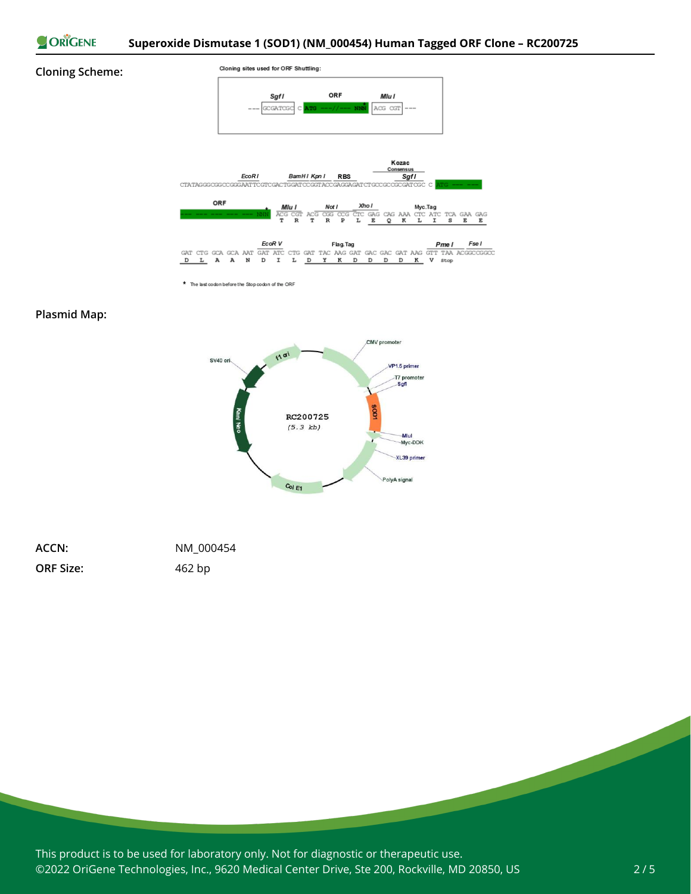**Cloning Scheme:**

Cloning sites used for ORF Shuttling:

```
--- GCGATCGC C ATG ---//--- NNN ACG CGT ---
       SgfI        ORF         MluI
```

```
                    EcoRI       BamHI KpnI   RBS            Kozac Consensus  SgfI
CTATAGGGCGGCCGGGAATTCGTCGACTGGATCCGGTACCGAGGAGATCTGCCGCCGCGATCGC C ATG --- ---

ORF                MluI        NotI      XhoI                Myc.Tag
--- --- --- --- NNN ACG CGT ACG CGG CCG CTC GAG CAG AAA CTC ATC TCA GAA GAG
                     T   R   T   R   P   L   E   Q   K   L   I   S   E   E

                        EcoR V                  Flag.Tag                      PmeI       FseI
GAT CTG GCA GCA AAT GAT ATC CTG GAT TAC AAG GAT GAC GAC GAT AAG GTT TAA ACGGCCGGCC
 D   L   A   A   N   D   I   L   D   Y   K   D   D   D   D   K   V  Stop
```

\* The last codon before the Stop codon of the ORF

**Plasmid Map:**

RC200725 (5.3 kb)

CMV promoter, VP1.5 primer, T7 promoter, SgfI, SOD1, MluI, Myc-DDK, XL39 primer, PolyA signal, Col E1, Kan/Neo, SV40 ori, f1 ori

| | |
|---|---|
| **ACCN:** | NM_000454 |
| **ORF Size:** | 462 bp |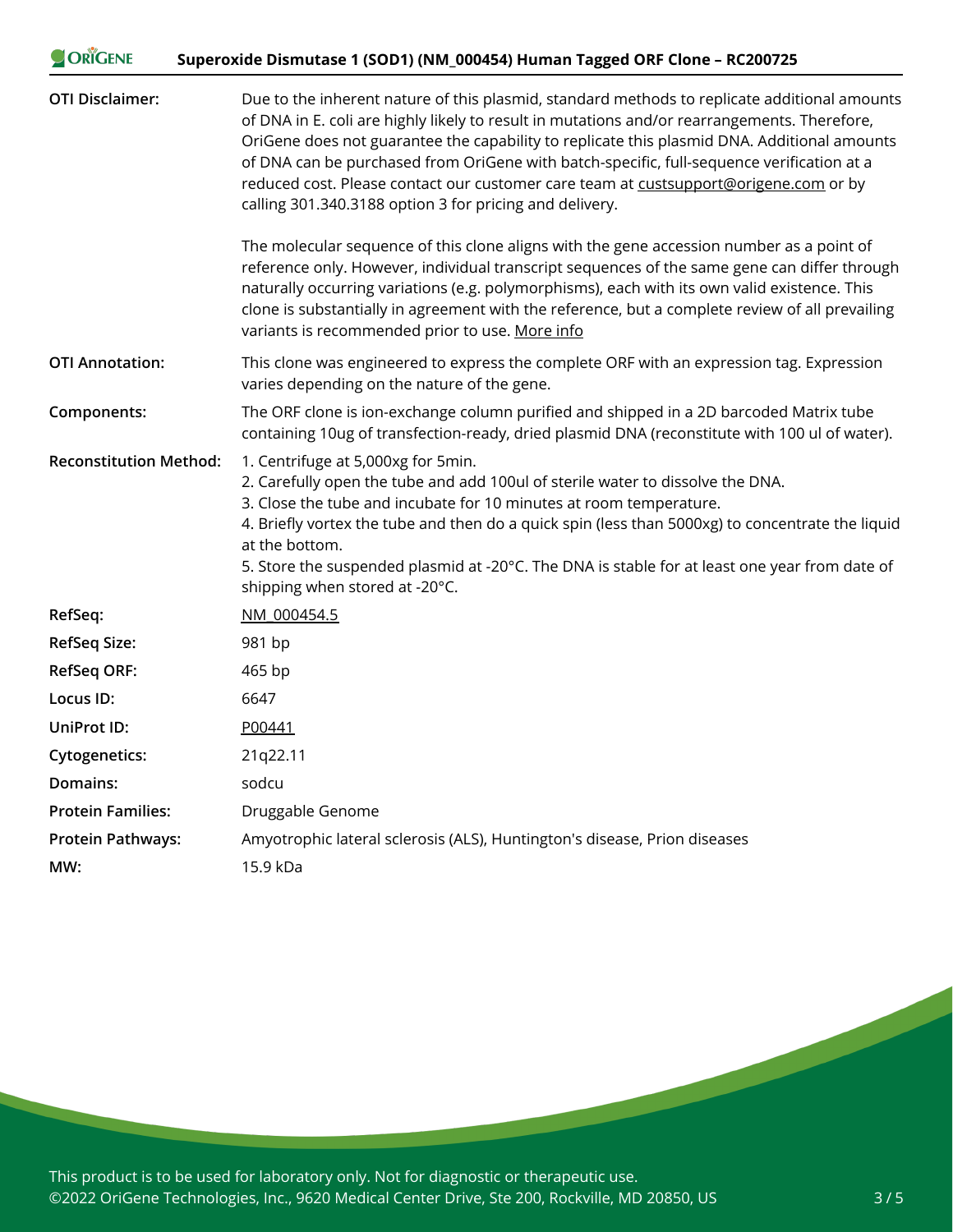| | |
|---|---|
| **OTI Disclaimer:** | Due to the inherent nature of this plasmid, standard methods to replicate additional amounts of DNA in E. coli are highly likely to result in mutations and/or rearrangements. Therefore, OriGene does not guarantee the capability to replicate this plasmid DNA. Additional amounts of DNA can be purchased from OriGene with batch-specific, full-sequence verification at a reduced cost. Please contact our customer care team at custsupport@origene.com or by calling 301.340.3188 option 3 for pricing and delivery.<br><br>The molecular sequence of this clone aligns with the gene accession number as a point of reference only. However, individual transcript sequences of the same gene can differ through naturally occurring variations (e.g. polymorphisms), each with its own valid existence. This clone is substantially in agreement with the reference, but a complete review of all prevailing variants is recommended prior to use. More info |
| **OTI Annotation:** | This clone was engineered to express the complete ORF with an expression tag. Expression varies depending on the nature of the gene. |
| **Components:** | The ORF clone is ion-exchange column purified and shipped in a 2D barcoded Matrix tube containing 10ug of transfection-ready, dried plasmid DNA (reconstitute with 100 ul of water). |
| **Reconstitution Method:** | 1. Centrifuge at 5,000xg for 5min.<br>2. Carefully open the tube and add 100ul of sterile water to dissolve the DNA.<br>3. Close the tube and incubate for 10 minutes at room temperature.<br>4. Briefly vortex the tube and then do a quick spin (less than 5000xg) to concentrate the liquid at the bottom.<br>5. Store the suspended plasmid at -20°C. The DNA is stable for at least one year from date of shipping when stored at -20°C. |
| **RefSeq:** | NM_000454.5 |
| **RefSeq Size:** | 981 bp |
| **RefSeq ORF:** | 465 bp |
| **Locus ID:** | 6647 |
| **UniProt ID:** | P00441 |
| **Cytogenetics:** | 21q22.11 |
| **Domains:** | sodcu |
| **Protein Families:** | Druggable Genome |
| **Protein Pathways:** | Amyotrophic lateral sclerosis (ALS), Huntington's disease, Prion diseases |
| **MW:** | 15.9 kDa |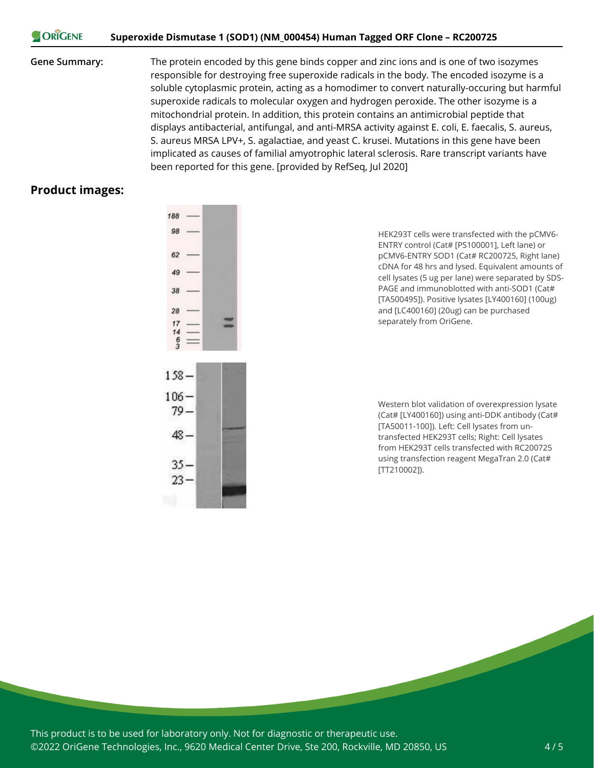**Gene Summary:** The protein encoded by this gene binds copper and zinc ions and is one of two isozymes responsible for destroying free superoxide radicals in the body. The encoded isozyme is a soluble cytoplasmic protein, acting as a homodimer to convert naturally-occuring but harmful superoxide radicals to molecular oxygen and hydrogen peroxide. The other isozyme is a mitochondrial protein. In addition, this protein contains an antimicrobial peptide that displays antibacterial, antifungal, and anti-MRSA activity against E. coli, E. faecalis, S. aureus, S. aureus MRSA LPV+, S. agalactiae, and yeast C. krusei. Mutations in this gene have been implicated as causes of familial amyotrophic lateral sclerosis. Rare transcript variants have been reported for this gene. [provided by RefSeq, Jul 2020]

## Product images:

HEK293T cells were transfected with the pCMV6-ENTRY control (Cat# [PS100001], Left lane) or pCMV6-ENTRY SOD1 (Cat# RC200725, Right lane) cDNA for 48 hrs and lysed. Equivalent amounts of cell lysates (5 ug per lane) were separated by SDS-PAGE and immunoblotted with anti-SOD1 (Cat# [TA500495]). Positive lysates [LY400160] (100ug) and [LC400160] (20ug) can be purchased separately from OriGene.

Western blot validation of overexpression lysate (Cat# [LY400160]) using anti-DDK antibody (Cat# [TA50011-100]). Left: Cell lysates from un-transfected HEK293T cells; Right: Cell lysates from HEK293T cells transfected with RC200725 using transfection reagent MegaTran 2.0 (Cat# [TT210002]).

This product is to be used for laboratory only. Not for diagnostic or therapeutic use.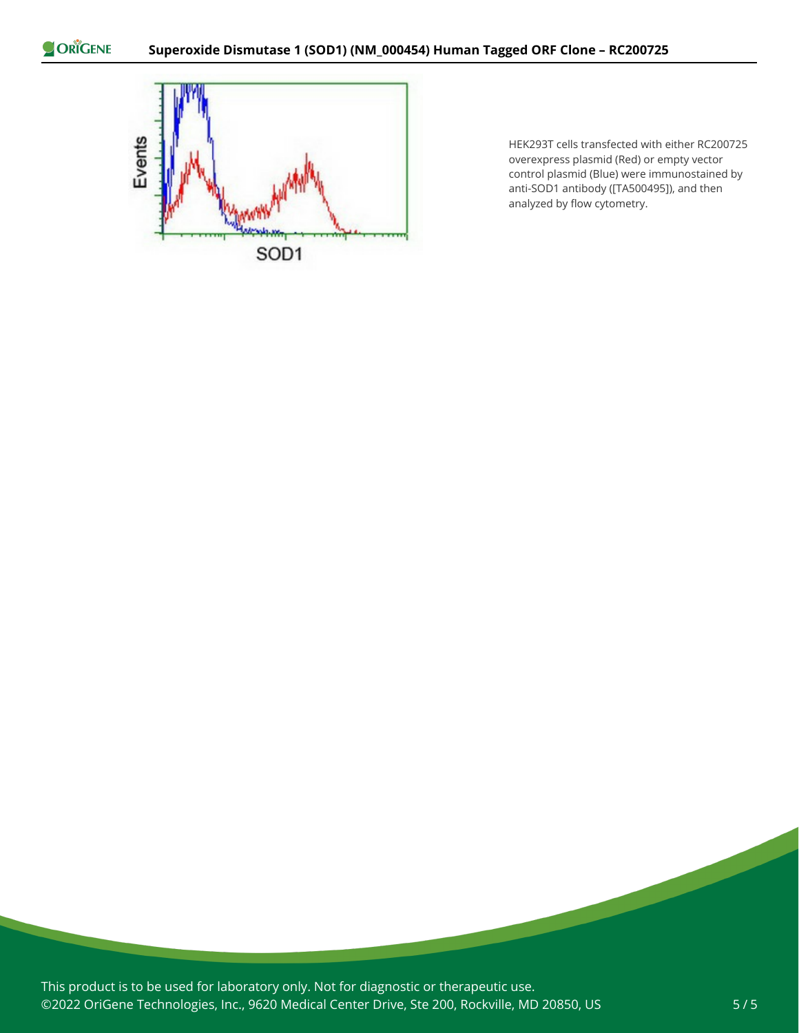Events

SOD1

HEK293T cells transfected with either RC200725 overexpress plasmid (Red) or empty vector control plasmid (Blue) were immunostained by anti-SOD1 antibody ([TA500495]), and then analyzed by flow cytometry.